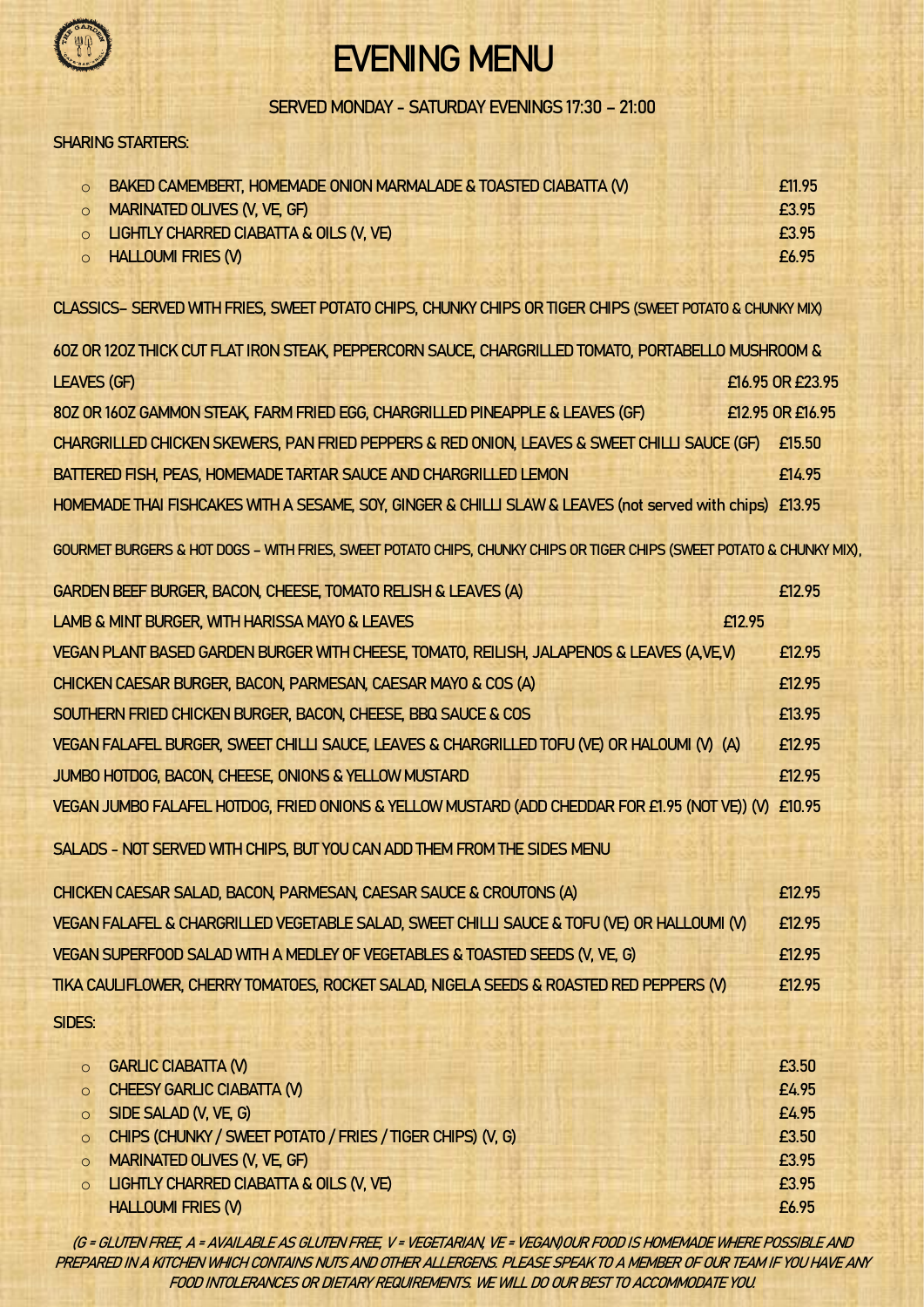# EVENING MENU

## SERVED MONDAY - SATURDAY EVENINGS 17:30 – 21:00

### SHARING STARTERS:

- BAKED CAMEMBERT, HOMEMADE ONION MARMALADE & TOASTED CIABATTA (V) — £11.95
- MARINATED OLIVES (V, VE, GF) — £3.95
- LIGHTLY CHARRED CIABATTA & OILS (V, VE) — £3.95
- HALLOUMI FRIES (V) — £6.95

### CLASSICS– SERVED WITH FRIES, SWEET POTATO CHIPS, CHUNKY CHIPS OR TIGER CHIPS (SWEET POTATO & CHUNKY MIX)

| Item | Price |
|---|---|
| 6OZ OR 12OZ THICK CUT FLAT IRON STEAK, PEPPERCORN SAUCE, CHARGRILLED TOMATO, PORTABELLO MUSHROOM & LEAVES (GF) | £16.95 OR £23.95 |
| 8OZ OR 16OZ GAMMON STEAK, FARM FRIED EGG, CHARGRILLED PINEAPPLE & LEAVES (GF) | £12.95 OR £16.95 |
| CHARGRILLED CHICKEN SKEWERS, PAN FRIED PEPPERS & RED ONION, LEAVES & SWEET CHILLI SAUCE (GF) | £15.50 |
| BATTERED FISH, PEAS, HOMEMADE TARTAR SAUCE AND CHARGRILLED LEMON | £14.95 |
| HOMEMADE THAI FISHCAKES WITH A SESAME, SOY, GINGER & CHILLI SLAW & LEAVES (not served with chips) | £13.95 |

### GOURMET BURGERS & HOT DOGS – WITH FRIES, SWEET POTATO CHIPS, CHUNKY CHIPS OR TIGER CHIPS (SWEET POTATO & CHUNKY MIX),

| Item | Price |
|---|---|
| GARDEN BEEF BURGER, BACON, CHEESE, TOMATO RELISH & LEAVES (A) | £12.95 |
| LAMB & MINT BURGER, WITH HARISSA MAYO & LEAVES | £12.95 |
| VEGAN PLANT BASED GARDEN BURGER WITH CHEESE, TOMATO, REILISH, JALAPENOS & LEAVES (A,VE,V) | £12.95 |
| CHICKEN CAESAR BURGER, BACON, PARMESAN, CAESAR MAYO & COS (A) | £12.95 |
| SOUTHERN FRIED CHICKEN BURGER, BACON, CHEESE, BBQ SAUCE & COS | £13.95 |
| VEGAN FALAFEL BURGER, SWEET CHILLI SAUCE, LEAVES & CHARGRILLED TOFU (VE) OR HALOUMI (V) (A) | £12.95 |
| JUMBO HOTDOG, BACON, CHEESE, ONIONS & YELLOW MUSTARD | £12.95 |
| VEGAN JUMBO FALAFEL HOTDOG, FRIED ONIONS & YELLOW MUSTARD (ADD CHEDDAR FOR £1.95 (NOT VE)) (V) | £10.95 |

### SALADS - NOT SERVED WITH CHIPS, BUT YOU CAN ADD THEM FROM THE SIDES MENU

| Item | Price |
|---|---|
| CHICKEN CAESAR SALAD, BACON, PARMESAN, CAESAR SAUCE & CROUTONS (A) | £12.95 |
| VEGAN FALAFEL & CHARGRILLED VEGETABLE SALAD, SWEET CHILLI SAUCE & TOFU (VE) OR HALLOUMI (V) | £12.95 |
| VEGAN SUPERFOOD SALAD WITH A MEDLEY OF VEGETABLES & TOASTED SEEDS (V, VE, G) | £12.95 |
| TIKA CAULIFLOWER, CHERRY TOMATOES, ROCKET SALAD, NIGELA SEEDS & ROASTED RED PEPPERS (V) | £12.95 |

### SIDES:

- GARLIC CIABATTA (V) — £3.50
- CHEESY GARLIC CIABATTA (V) — £4.95
- SIDE SALAD (V, VE, G) — £4.95
- CHIPS (CHUNKY / SWEET POTATO / FRIES / TIGER CHIPS) (V, G) — £3.50
- MARINATED OLIVES (V, VE, GF) — £3.95
- LIGHTLY CHARRED CIABATTA & OILS (V, VE) — £3.95
- HALLOUMI FRIES (V) — £6.95

*(G = GLUTEN FREE, A = AVAILABLE AS GLUTEN FREE, V = VEGETARIAN, VE = VEGAN)OUR FOOD IS HOMEMADE WHERE POSSIBLE AND PREPARED IN A KITCHEN WHICH CONTAINS NUTS AND OTHER ALLERGENS. PLEASE SPEAK TO A MEMBER OF OUR TEAM IF YOU HAVE ANY FOOD INTOLERANCES OR DIETARY REQUIREMENTS. WE WILL DO OUR BEST TO ACCOMMODATE YOU.*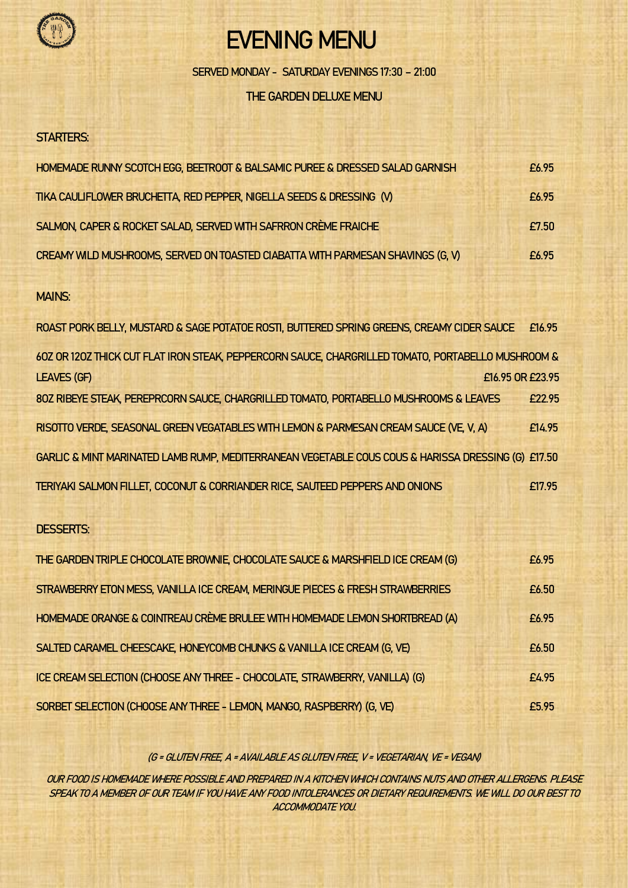# EVENING MENU

SERVED MONDAY - SATURDAY EVENINGS 17:30 – 21:00

THE GARDEN DELUXE MENU

## STARTERS:

| | |
|---|---|
| HOMEMADE RUNNY SCOTCH EGG, BEETROOT & BALSAMIC PUREE & DRESSED SALAD GARNISH | £6.95 |
| TIKA CAULIFLOWER BRUCHETTA, RED PEPPER, NIGELLA SEEDS & DRESSING (V) | £6.95 |
| SALMON, CAPER & ROCKET SALAD, SERVED WITH SAFRRON CRÈME FRAICHE | £7.50 |
| CREAMY WILD MUSHROOMS, SERVED ON TOASTED CIABATTA WITH PARMESAN SHAVINGS (G, V) | £6.95 |

## MAINS:

| | |
|---|---|
| ROAST PORK BELLY, MUSTARD & SAGE POTATOE ROSTI, BUTTERED SPRING GREENS, CREAMY CIDER SAUCE | £16.95 |
| 6OZ OR 12OZ THICK CUT FLAT IRON STEAK, PEPPERCORN SAUCE, CHARGRILLED TOMATO, PORTABELLO MUSHROOM & LEAVES (GF) | £16.95 OR £23.95 |
| 8OZ RIBEYE STEAK, PEREPRCORN SAUCE, CHARGRILLED TOMATO, PORTABELLO MUSHROOMS & LEAVES | £22.95 |
| RISOTTO VERDE, SEASONAL GREEN VEGATABLES WITH LEMON & PARMESAN CREAM SAUCE (VE, V, A) | £14.95 |
| GARLIC & MINT MARINATED LAMB RUMP, MEDITERRANEAN VEGETABLE COUS COUS & HARISSA DRESSING (G) | £17.50 |
| TERIYAKI SALMON FILLET, COCONUT & CORRIANDER RICE, SAUTEED PEPPERS AND ONIONS | £17.95 |

## DESSERTS:

| | |
|---|---|
| THE GARDEN TRIPLE CHOCOLATE BROWNIE, CHOCOLATE SAUCE & MARSHFIELD ICE CREAM (G) | £6.95 |
| STRAWBERRY ETON MESS, VANILLA ICE CREAM, MERINGUE PIECES & FRESH STRAWBERRIES | £6.50 |
| HOMEMADE ORANGE & COINTREAU CRÈME BRULEE WITH HOMEMADE LEMON SHORTBREAD (A) | £6.95 |
| SALTED CARAMEL CHEESCAKE, HONEYCOMB CHUNKS & VANILLA ICE CREAM (G, VE) | £6.50 |
| ICE CREAM SELECTION (CHOOSE ANY THREE - CHOCOLATE, STRAWBERRY, VANILLA) (G) | £4.95 |
| SORBET SELECTION (CHOOSE ANY THREE - LEMON, MANGO, RASPBERRY) (G, VE) | £5.95 |

*(G = GLUTEN FREE, A = AVAILABLE AS GLUTEN FREE, V = VEGETARIAN, VE = VEGAN)*

*OUR FOOD IS HOMEMADE WHERE POSSIBLE AND PREPARED IN A KITCHEN WHICH CONTAINS NUTS AND OTHER ALLERGENS. PLEASE SPEAK TO A MEMBER OF OUR TEAM IF YOU HAVE ANY FOOD INTOLERANCES OR DIETARY REQUIREMENTS. WE WILL DO OUR BEST TO ACCOMMODATE YOU.*